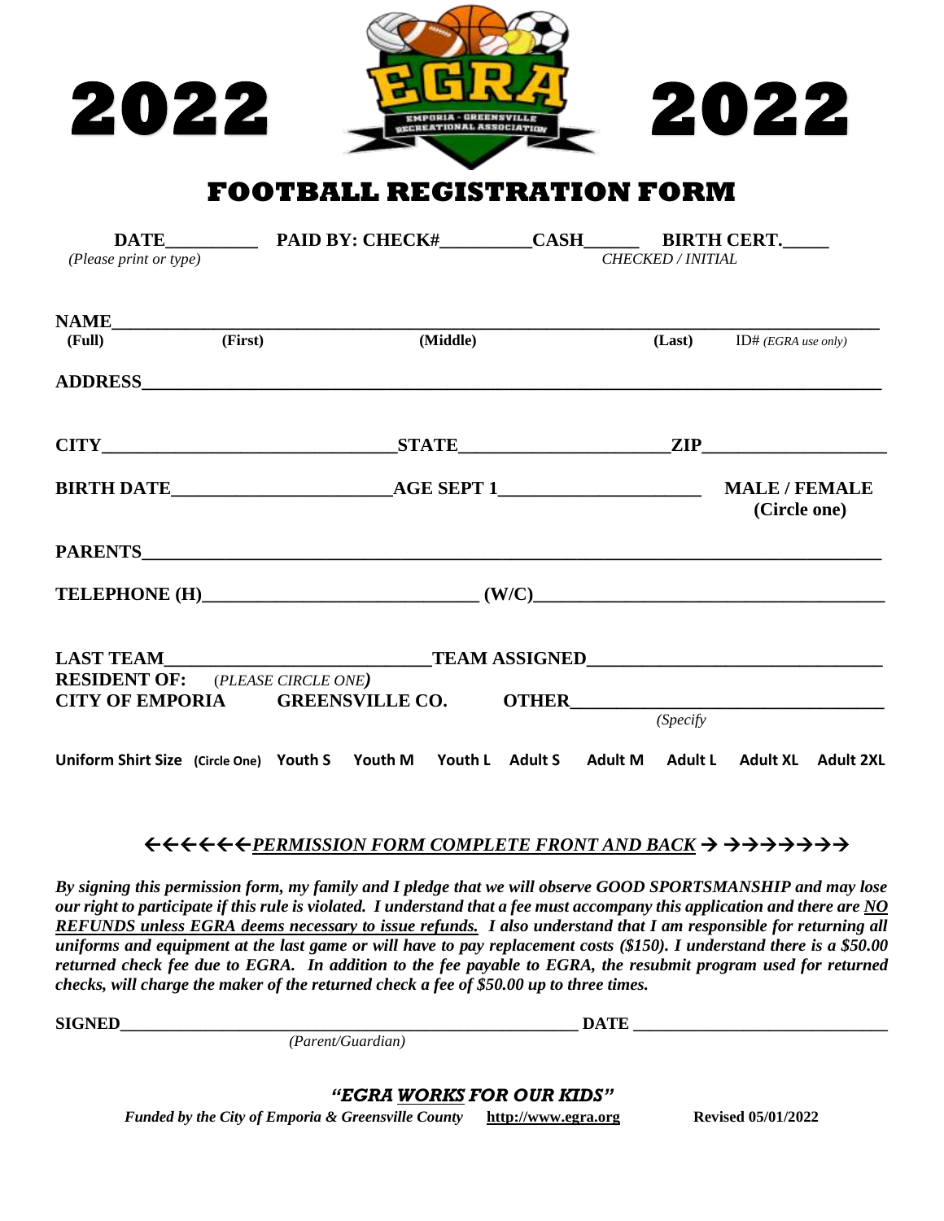# 2022 EGRA 2022

EMPORIA - GREENSVILLE RECREATIONAL ASSOCIATION

## FOOTBALL REGISTRATION FORM

**DATE**__________ **PAID BY: CHECK#**__________**CASH**______ **BIRTH CERT.**_____
*(Please print or type)* *CHECKED / INITIAL*

**NAME**________________________________________________________________
**(Full)** **(First)** **(Middle)** **(Last)** ID# *(EGRA use only)*

**ADDRESS**________________________________________________________________

**CITY**________________________________**STATE**______________________**ZIP**____________________

**BIRTH DATE**______________________**AGE SEPT 1**_____________________ **MALE / FEMALE (Circle one)**

**PARENTS**________________________________________________________________

**TELEPHONE (H)**____________________________ **(W/C)**_____________________________________

**LAST TEAM**___________________________**TEAM ASSIGNED**_______________________________
**RESIDENT OF:** *(PLEASE CIRCLE ONE)*
**CITY OF EMPORIA** **GREENSVILLE CO.** **OTHER**________________________________
*(Specify*

**Uniform Shirt Size (Circle One) Youth S Youth M Youth L Adult S Adult M Adult L Adult XL Adult 2XL**

←←←←←←***PERMISSION FORM COMPLETE FRONT AND BACK*** →→→→→→→→

***By signing this permission form, my family and I pledge that we will observe GOOD SPORTSMANSHIP and may lose our right to participate if this rule is violated. I understand that a fee must accompany this application and there are NO REFUNDS unless EGRA deems necessary to issue refunds. I also understand that I am responsible for returning all uniforms and equipment at the last game or will have to pay replacement costs ($150). I understand there is a $50.00 returned check fee due to EGRA. In addition to the fee payable to EGRA, the resubmit program used for returned checks, will charge the maker of the returned check a fee of $50.00 up to three times.***

**SIGNED**_____________________________________________________ **DATE** ______________________________
*(Parent/Guardian)*

***"EGRA WORKS FOR OUR KIDS"***
*Funded by the City of Emporia & Greensville County* **http://www.egra.org** **Revised 05/01/2022**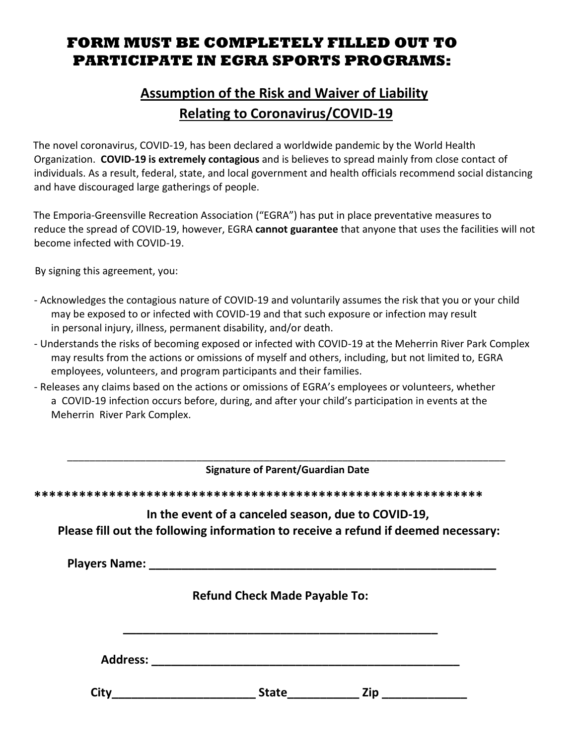# FORM MUST BE COMPLETELY FILLED OUT TO PARTICIPATE IN EGRA SPORTS PROGRAMS:

## Assumption of the Risk and Waiver of Liability Relating to Coronavirus/COVID-19

The novel coronavirus, COVID-19, has been declared a worldwide pandemic by the World Health Organization. **COVID-19 is extremely contagious** and is believes to spread mainly from close contact of individuals. As a result, federal, state, and local government and health officials recommend social distancing and have discouraged large gatherings of people.

The Emporia-Greensville Recreation Association ("EGRA") has put in place preventative measures to reduce the spread of COVID-19, however, EGRA **cannot guarantee** that anyone that uses the facilities will not become infected with COVID-19.

By signing this agreement, you:

- Acknowledges the contagious nature of COVID-19 and voluntarily assumes the risk that you or your child may be exposed to or infected with COVID-19 and that such exposure or infection may result in personal injury, illness, permanent disability, and/or death.
- Understands the risks of becoming exposed or infected with COVID-19 at the Meherrin River Park Complex may results from the actions or omissions of myself and others, including, but not limited to, EGRA employees, volunteers, and program participants and their families.
- Releases any claims based on the actions or omissions of EGRA's employees or volunteers, whether a COVID-19 infection occurs before, during, and after your child's participation in events at the Meherrin River Park Complex.

_______________________________________________________________________________

**Signature of Parent/Guardian Date**

************************************************************

**In the event of a canceled season, due to COVID-19,**
**Please fill out the following information to receive a refund if deemed necessary:**

**Players Name:** ______________________________________________________

**Refund Check Made Payable To:**

______________________________________________

**Address:** _______________________________________________

**City**_____________________ **State**__________ **Zip** ____________